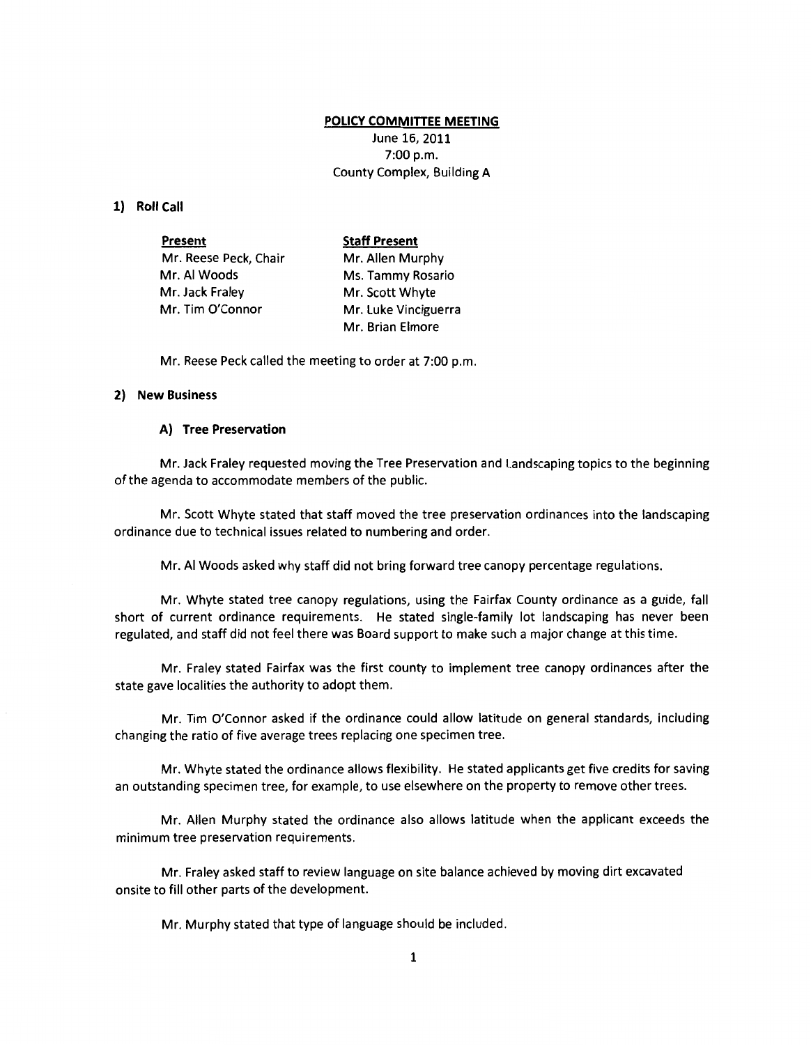**POLICY COMMITTEE MEETING**

June 16, 2011
7:00 p.m.
County Complex, Building A

## 1) Roll Call

| **Present** | **Staff Present** |
|---|---|
| Mr. Reese Peck, Chair | Mr. Allen Murphy |
| Mr. Al Woods | Ms. Tammy Rosario |
| Mr. Jack Fraley | Mr. Scott Whyte |
| Mr. Tim O'Connor | Mr. Luke Vinciguerra |
| | Mr. Brian Elmore |

Mr. Reese Peck called the meeting to order at 7:00 p.m.

## 2) New Business

### A) Tree Preservation

Mr. Jack Fraley requested moving the Tree Preservation and Landscaping topics to the beginning of the agenda to accommodate members of the public.

Mr. Scott Whyte stated that staff moved the tree preservation ordinances into the landscaping ordinance due to technical issues related to numbering and order.

Mr. Al Woods asked why staff did not bring forward tree canopy percentage regulations.

Mr. Whyte stated tree canopy regulations, using the Fairfax County ordinance as a guide, fall short of current ordinance requirements. He stated single-family lot landscaping has never been regulated, and staff did not feel there was Board support to make such a major change at this time.

Mr. Fraley stated Fairfax was the first county to implement tree canopy ordinances after the state gave localities the authority to adopt them.

Mr. Tim O'Connor asked if the ordinance could allow latitude on general standards, including changing the ratio of five average trees replacing one specimen tree.

Mr. Whyte stated the ordinance allows flexibility. He stated applicants get five credits for saving an outstanding specimen tree, for example, to use elsewhere on the property to remove other trees.

Mr. Allen Murphy stated the ordinance also allows latitude when the applicant exceeds the minimum tree preservation requirements.

Mr. Fraley asked staff to review language on site balance achieved by moving dirt excavated onsite to fill other parts of the development.

Mr. Murphy stated that type of language should be included.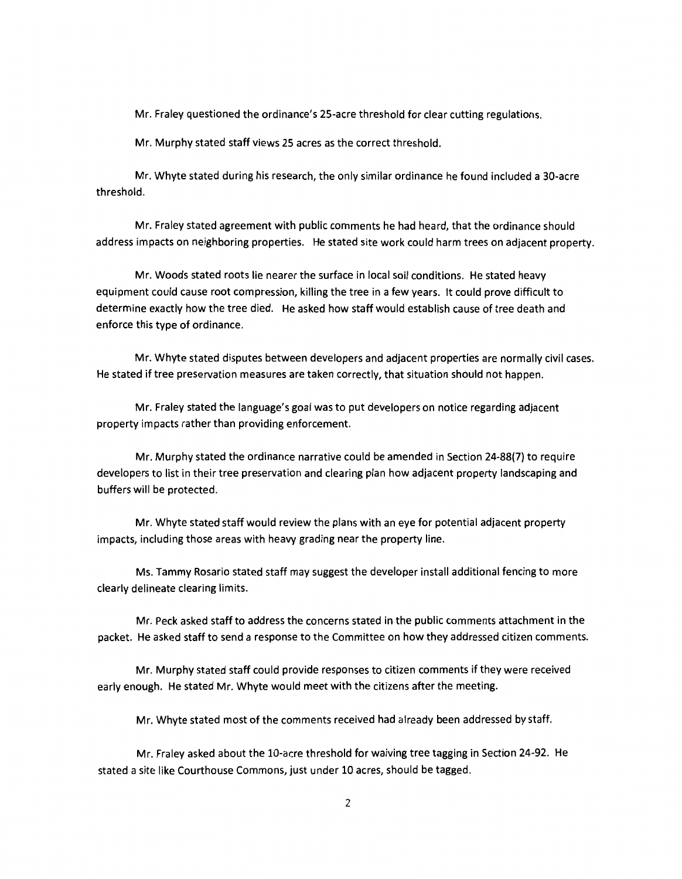Mr. Fraley questioned the ordinance's 25-acre threshold for clear cutting regulations.

Mr. Murphy stated staff views 25 acres as the correct threshold.

Mr. Whyte stated during his research, the only similar ordinance he found included a 30-acre threshold.

Mr. Fraley stated agreement with public comments he had heard, that the ordinance should address impacts on neighboring properties. He stated site work could harm trees on adjacent property.

Mr. Woods stated roots lie nearer the surface in local soil conditions. He stated heavy equipment could cause root compression, killing the tree in a few years. It could prove difficult to determine exactly how the tree died. He asked how staff would establish cause of tree death and enforce this type of ordinance.

Mr. Whyte stated disputes between developers and adjacent properties are normally civil cases. He stated if tree preservation measures are taken correctly, that situation should not happen.

Mr. Fraley stated the language's goal was to put developers on notice regarding adjacent property impacts rather than providing enforcement.

Mr. Murphy stated the ordinance narrative could be amended in Section 24-88(7) to require developers to list in their tree preservation and clearing plan how adjacent property landscaping and buffers will be protected.

Mr. Whyte stated staff would review the plans with an eye for potential adjacent property impacts, including those areas with heavy grading near the property line.

Ms. Tammy Rosario stated staff may suggest the developer install additional fencing to more clearly delineate clearing limits.

Mr. Peck asked staff to address the concerns stated in the public comments attachment in the packet. He asked staff to send a response to the Committee on how they addressed citizen comments.

Mr. Murphy stated staff could provide responses to citizen comments if they were received early enough. He stated Mr. Whyte would meet with the citizens after the meeting.

Mr. Whyte stated most of the comments received had already been addressed by staff.

Mr. Fraley asked about the 10-acre threshold for waiving tree tagging in Section 24-92. He stated a site like Courthouse Commons, just under 10 acres, should be tagged.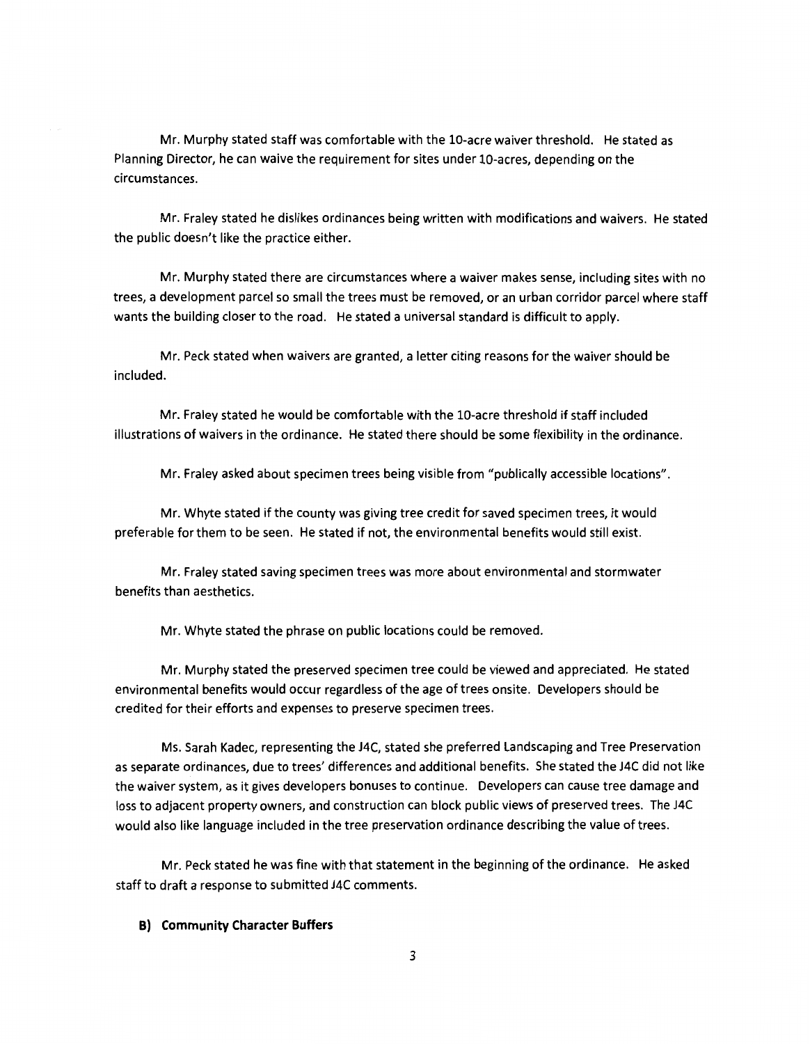Mr. Murphy stated staff was comfortable with the 10-acre waiver threshold. He stated as Planning Director, he can waive the requirement for sites under 10-acres, depending on the circumstances.

Mr. Fraley stated he dislikes ordinances being written with modifications and waivers. He stated the public doesn't like the practice either.

Mr. Murphy stated there are circumstances where a waiver makes sense, including sites with no trees, a development parcel so small the trees must be removed, or an urban corridor parcel where staff wants the building closer to the road. He stated a universal standard is difficult to apply.

Mr. Peck stated when waivers are granted, a letter citing reasons for the waiver should be included.

Mr. Fraley stated he would be comfortable with the 10-acre threshold if staff included illustrations of waivers in the ordinance. He stated there should be some flexibility in the ordinance.

Mr. Fraley asked about specimen trees being visible from "publically accessible locations".

Mr. Whyte stated if the county was giving tree credit for saved specimen trees, it would preferable for them to be seen. He stated if not, the environmental benefits would still exist.

Mr. Fraley stated saving specimen trees was more about environmental and stormwater benefits than aesthetics.

Mr. Whyte stated the phrase on public locations could be removed.

Mr. Murphy stated the preserved specimen tree could be viewed and appreciated. He stated environmental benefits would occur regardless of the age of trees onsite. Developers should be credited for their efforts and expenses to preserve specimen trees.

Ms. Sarah Kadec, representing the J4C, stated she preferred Landscaping and Tree Preservation as separate ordinances, due to trees' differences and additional benefits. She stated the J4C did not like the waiver system, as it gives developers bonuses to continue. Developers can cause tree damage and loss to adjacent property owners, and construction can block public views of preserved trees. The J4C would also like language included in the tree preservation ordinance describing the value of trees.

Mr. Peck stated he was fine with that statement in the beginning of the ordinance. He asked staff to draft a response to submitted J4C comments.

**B) Community Character Buffers**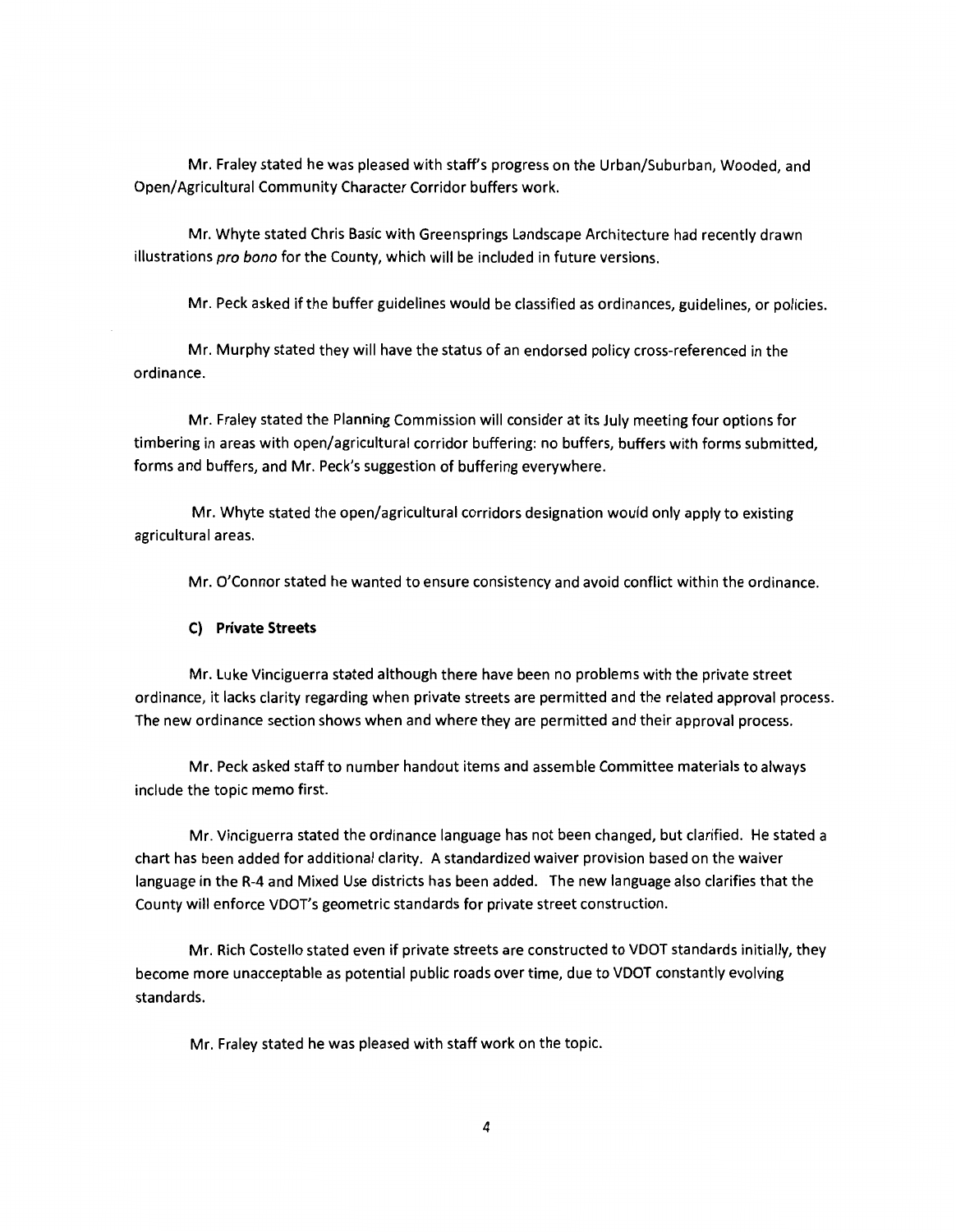Mr. Fraley stated he was pleased with staff's progress on the Urban/Suburban, Wooded, and Open/Agricultural Community Character Corridor buffers work.

Mr. Whyte stated Chris Basic with Greensprings Landscape Architecture had recently drawn illustrations *pro bono* for the County, which will be included in future versions.

Mr. Peck asked if the buffer guidelines would be classified as ordinances, guidelines, or policies.

Mr. Murphy stated they will have the status of an endorsed policy cross-referenced in the ordinance.

Mr. Fraley stated the Planning Commission will consider at its July meeting four options for timbering in areas with open/agricultural corridor buffering: no buffers, buffers with forms submitted, forms and buffers, and Mr. Peck's suggestion of buffering everywhere.

Mr. Whyte stated the open/agricultural corridors designation would only apply to existing agricultural areas.

Mr. O'Connor stated he wanted to ensure consistency and avoid conflict within the ordinance.

**C) Private Streets**

Mr. Luke Vinciguerra stated although there have been no problems with the private street ordinance, it lacks clarity regarding when private streets are permitted and the related approval process. The new ordinance section shows when and where they are permitted and their approval process.

Mr. Peck asked staff to number handout items and assemble Committee materials to always include the topic memo first.

Mr. Vinciguerra stated the ordinance language has not been changed, but clarified. He stated a chart has been added for additional clarity. A standardized waiver provision based on the waiver language in the R-4 and Mixed Use districts has been added. The new language also clarifies that the County will enforce VDOT's geometric standards for private street construction.

Mr. Rich Costello stated even if private streets are constructed to VDOT standards initially, they become more unacceptable as potential public roads over time, due to VDOT constantly evolving standards.

Mr. Fraley stated he was pleased with staff work on the topic.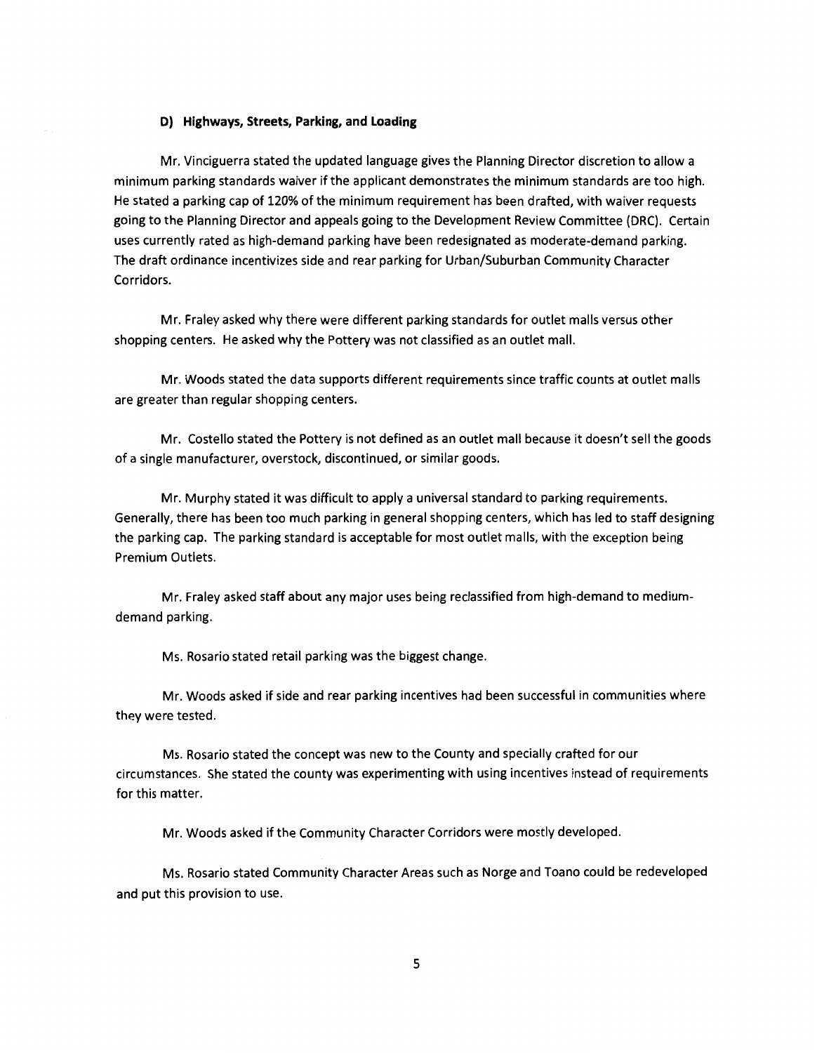### D) Highways, Streets, Parking, and Loading

Mr. Vinciguerra stated the updated language gives the Planning Director discretion to allow a minimum parking standards waiver if the applicant demonstrates the minimum standards are too high. He stated a parking cap of 120% of the minimum requirement has been drafted, with waiver requests going to the Planning Director and appeals going to the Development Review Committee (DRC). Certain uses currently rated as high-demand parking have been redesignated as moderate-demand parking. The draft ordinance incentivizes side and rear parking for Urban/Suburban Community Character Corridors.

Mr. Fraley asked why there were different parking standards for outlet malls versus other shopping centers. He asked why the Pottery was not classified as an outlet mall.

Mr. Woods stated the data supports different requirements since traffic counts at outlet malls are greater than regular shopping centers.

Mr. Costello stated the Pottery is not defined as an outlet mall because it doesn't sell the goods of a single manufacturer, overstock, discontinued, or similar goods.

Mr. Murphy stated it was difficult to apply a universal standard to parking requirements. Generally, there has been too much parking in general shopping centers, which has led to staff designing the parking cap. The parking standard is acceptable for most outlet malls, with the exception being Premium Outlets.

Mr. Fraley asked staff about any major uses being reclassified from high-demand to medium-demand parking.

Ms. Rosario stated retail parking was the biggest change.

Mr. Woods asked if side and rear parking incentives had been successful in communities where they were tested.

Ms. Rosario stated the concept was new to the County and specially crafted for our circumstances. She stated the county was experimenting with using incentives instead of requirements for this matter.

Mr. Woods asked if the Community Character Corridors were mostly developed.

Ms. Rosario stated Community Character Areas such as Norge and Toano could be redeveloped and put this provision to use.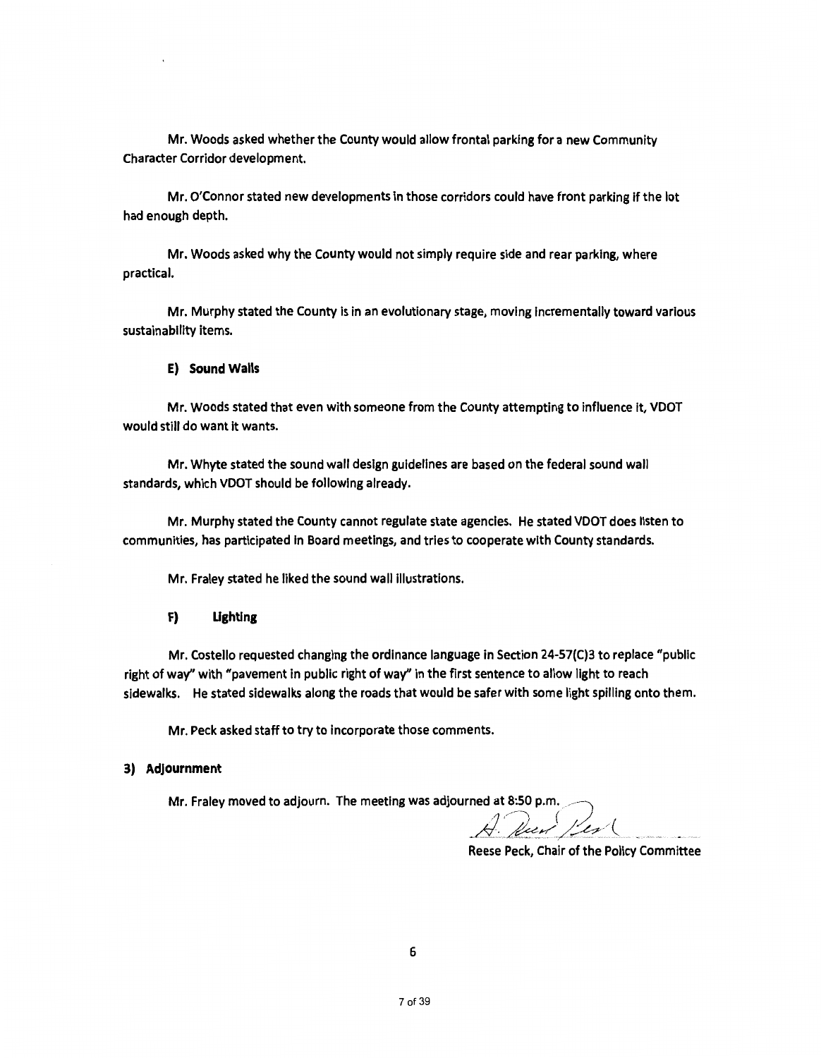Mr. Woods asked whether the County would allow frontal parking for a new Community Character Corridor development.

Mr. O'Connor stated new developments in those corridors could have front parking if the lot had enough depth.

Mr. Woods asked why the County would not simply require side and rear parking, where practical.

Mr. Murphy stated the County is in an evolutionary stage, moving incrementally toward various sustainability items.

**E) Sound Walls**

Mr. Woods stated that even with someone from the County attempting to influence it, VDOT would still do want it wants.

Mr. Whyte stated the sound wall design guidelines are based on the federal sound wall standards, which VDOT should be following already.

Mr. Murphy stated the County cannot regulate state agencies. He stated VDOT does listen to communities, has participated in Board meetings, and tries to cooperate with County standards.

Mr. Fraley stated he liked the sound wall illustrations.

**F) Lighting**

Mr. Costello requested changing the ordinance language in Section 24-57(C)3 to replace "public right of way" with "pavement in public right of way" in the first sentence to allow light to reach sidewalks. He stated sidewalks along the roads that would be safer with some light spilling onto them.

Mr. Peck asked staff to try to incorporate those comments.

**3) Adjournment**

Mr. Fraley moved to adjourn. The meeting was adjourned at 8:50 p.m.

Reese Peck, Chair of the Policy Committee